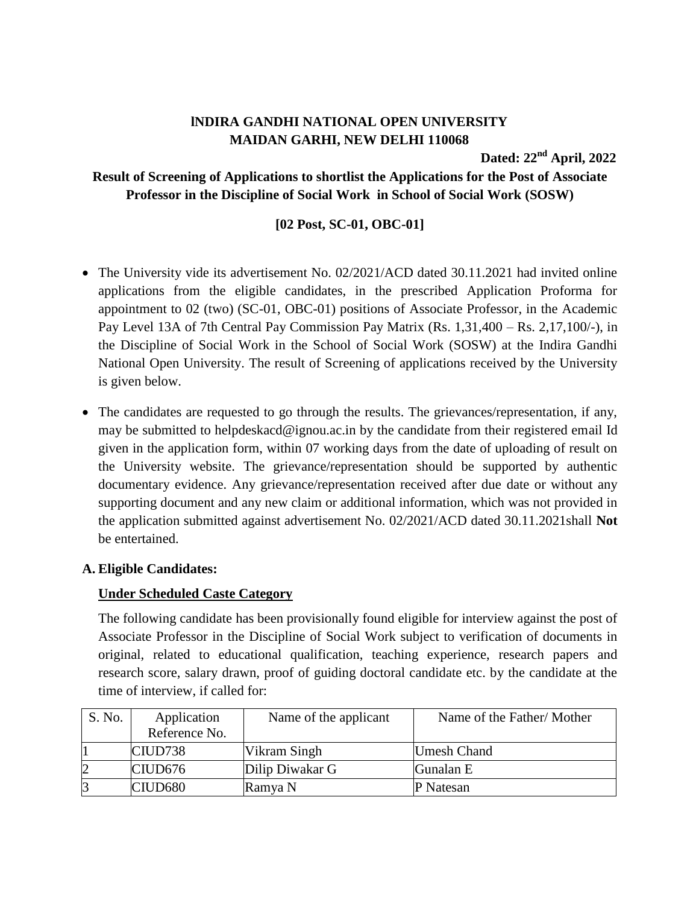**INDIRA GANDHI NATIONAL OPEN UNIVERSITY**
**MAIDAN GARHI, NEW DELHI 110068**

**Dated: 22nd April, 2022**

**Result of Screening of Applications to shortlist the Applications for the Post of Associate Professor in the Discipline of Social Work in School of Social Work (SOSW)**

**[02 Post, SC-01, OBC-01]**

- The University vide its advertisement No. 02/2021/ACD dated 30.11.2021 had invited online applications from the eligible candidates, in the prescribed Application Proforma for appointment to 02 (two) (SC-01, OBC-01) positions of Associate Professor, in the Academic Pay Level 13A of 7th Central Pay Commission Pay Matrix (Rs. 1,31,400 – Rs. 2,17,100/-), in the Discipline of Social Work in the School of Social Work (SOSW) at the Indira Gandhi National Open University. The result of Screening of applications received by the University is given below.

- The candidates are requested to go through the results. The grievances/representation, if any, may be submitted to helpdeskacd@ignou.ac.in by the candidate from their registered email Id given in the application form, within 07 working days from the date of uploading of result on the University website. The grievance/representation should be supported by authentic documentary evidence. Any grievance/representation received after due date or without any supporting document and any new claim or additional information, which was not provided in the application submitted against advertisement No. 02/2021/ACD dated 30.11.2021shall **Not** be entertained.

**A. Eligible Candidates:**

**Under Scheduled Caste Category**

The following candidate has been provisionally found eligible for interview against the post of Associate Professor in the Discipline of Social Work subject to verification of documents in original, related to educational qualification, teaching experience, research papers and research score, salary drawn, proof of guiding doctoral candidate etc. by the candidate at the time of interview, if called for:

| S. No. | Application Reference No. | Name of the applicant | Name of the Father/ Mother |
|---|---|---|---|
| 1 | CIUD738 | Vikram Singh | Umesh Chand |
| 2 | CIUD676 | Dilip Diwakar G | Gunalan E |
| 3 | CIUD680 | Ramya N | P Natesan |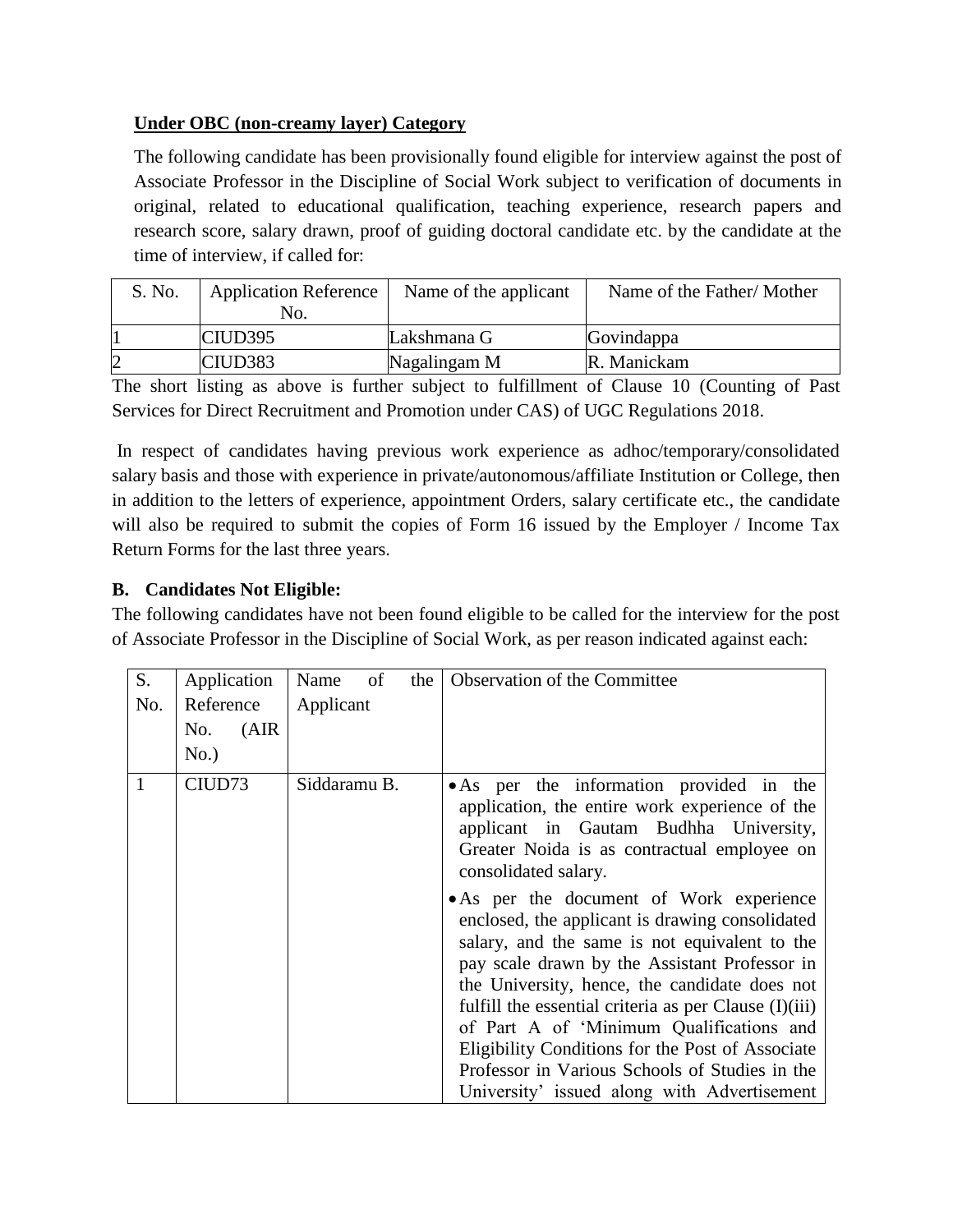**Under OBC (non-creamy layer) Category**

The following candidate has been provisionally found eligible for interview against the post of Associate Professor in the Discipline of Social Work subject to verification of documents in original, related to educational qualification, teaching experience, research papers and research score, salary drawn, proof of guiding doctoral candidate etc. by the candidate at the time of interview, if called for:

| S. No. | Application Reference No. | Name of the applicant | Name of the Father/ Mother |
|---|---|---|---|
| 1 | CIUD395 | Lakshmana G | Govindappa |
| 2 | CIUD383 | Nagalingam M | R. Manickam |

The short listing as above is further subject to fulfillment of Clause 10 (Counting of Past Services for Direct Recruitment and Promotion under CAS) of UGC Regulations 2018.

In respect of candidates having previous work experience as adhoc/temporary/consolidated salary basis and those with experience in private/autonomous/affiliate Institution or College, then in addition to the letters of experience, appointment Orders, salary certificate etc., the candidate will also be required to submit the copies of Form 16 issued by the Employer / Income Tax Return Forms for the last three years.

**B. Candidates Not Eligible:**

The following candidates have not been found eligible to be called for the interview for the post of Associate Professor in the Discipline of Social Work, as per reason indicated against each:

| S. No. | Application Reference No. (AIR No.) | Name of the Applicant | Observation of the Committee |
|---|---|---|---|
| 1 | CIUD73 | Siddaramu B. | • As per the information provided in the application, the entire work experience of the applicant in Gautam Budhha University, Greater Noida is as contractual employee on consolidated salary. <br> • As per the document of Work experience enclosed, the applicant is drawing consolidated salary, and the same is not equivalent to the pay scale drawn by the Assistant Professor in the University, hence, the candidate does not fulfill the essential criteria as per Clause (I)(iii) of Part A of 'Minimum Qualifications and Eligibility Conditions for the Post of Associate Professor in Various Schools of Studies in the University' issued along with Advertisement |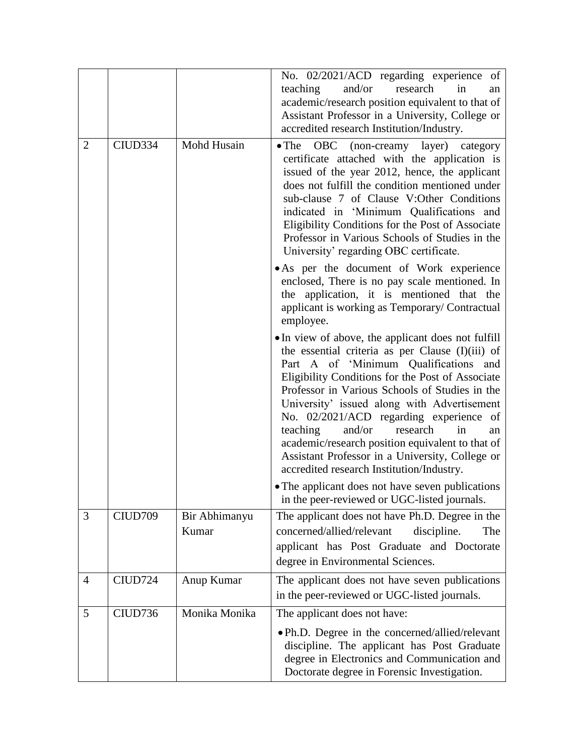| | | | |
|---|---|---|---|
| | | | No. 02/2021/ACD regarding experience of teaching and/or research in an academic/research position equivalent to that of Assistant Professor in a University, College or accredited research Institution/Industry. |
| 2 | CIUD334 | Mohd Husain | • The OBC (non-creamy layer) category certificate attached with the application is issued of the year 2012, hence, the applicant does not fulfill the condition mentioned under sub-clause 7 of Clause V:Other Conditions indicated in 'Minimum Qualifications and Eligibility Conditions for the Post of Associate Professor in Various Schools of Studies in the University' regarding OBC certificate.<br>• As per the document of Work experience enclosed, There is no pay scale mentioned. In the application, it is mentioned that the applicant is working as Temporary/ Contractual employee.<br>• In view of above, the applicant does not fulfill the essential criteria as per Clause (I)(iii) of Part A of 'Minimum Qualifications and Eligibility Conditions for the Post of Associate Professor in Various Schools of Studies in the University' issued along with Advertisement No. 02/2021/ACD regarding experience of teaching and/or research in an academic/research position equivalent to that of Assistant Professor in a University, College or accredited research Institution/Industry.<br>• The applicant does not have seven publications in the peer-reviewed or UGC-listed journals. |
| 3 | CIUD709 | Bir Abhimanyu Kumar | The applicant does not have Ph.D. Degree in the concerned/allied/relevant discipline. The applicant has Post Graduate and Doctorate degree in Environmental Sciences. |
| 4 | CIUD724 | Anup Kumar | The applicant does not have seven publications in the peer-reviewed or UGC-listed journals. |
| 5 | CIUD736 | Monika Monika | The applicant does not have:<br>• Ph.D. Degree in the concerned/allied/relevant discipline. The applicant has Post Graduate degree in Electronics and Communication and Doctorate degree in Forensic Investigation. |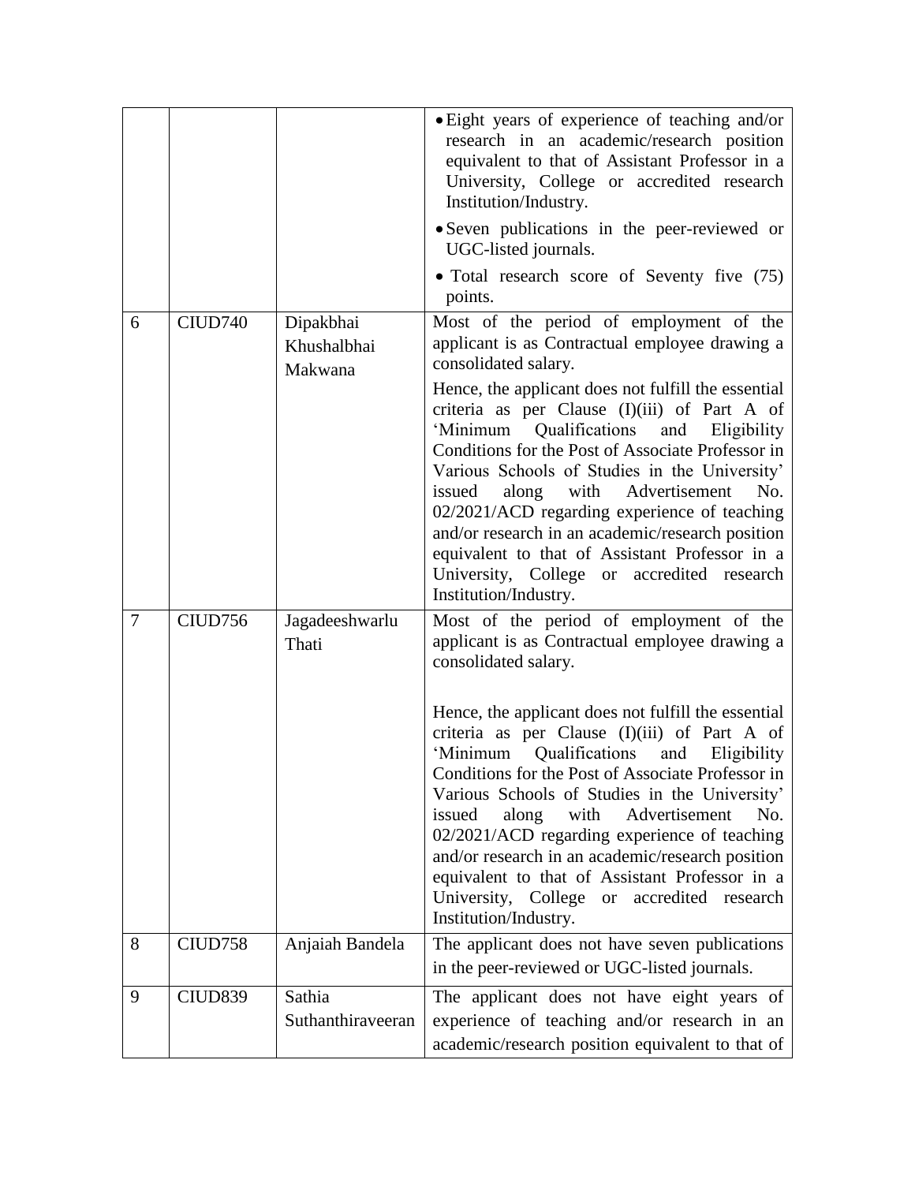| | | | • Eight years of experience of teaching and/or research in an academic/research position equivalent to that of Assistant Professor in a University, College or accredited research Institution/Industry.<br>• Seven publications in the peer-reviewed or UGC-listed journals.<br>• Total research score of Seventy five (75) points. |
|---|---|---|---|
| 6 | CIUD740 | Dipakbhai Khushalbhai Makwana | Most of the period of employment of the applicant is as Contractual employee drawing a consolidated salary.<br>Hence, the applicant does not fulfill the essential criteria as per Clause (I)(iii) of Part A of 'Minimum Qualifications and Eligibility Conditions for the Post of Associate Professor in Various Schools of Studies in the University' issued along with Advertisement No. 02/2021/ACD regarding experience of teaching and/or research in an academic/research position equivalent to that of Assistant Professor in a University, College or accredited research Institution/Industry. |
| 7 | CIUD756 | Jagadeeshwarlu Thati | Most of the period of employment of the applicant is as Contractual employee drawing a consolidated salary.<br>Hence, the applicant does not fulfill the essential criteria as per Clause (I)(iii) of Part A of 'Minimum Qualifications and Eligibility Conditions for the Post of Associate Professor in Various Schools of Studies in the University' issued along with Advertisement No. 02/2021/ACD regarding experience of teaching and/or research in an academic/research position equivalent to that of Assistant Professor in a University, College or accredited research Institution/Industry. |
| 8 | CIUD758 | Anjaiah Bandela | The applicant does not have seven publications in the peer-reviewed or UGC-listed journals. |
| 9 | CIUD839 | Sathia Suthanthiraveeran | The applicant does not have eight years of experience of teaching and/or research in an academic/research position equivalent to that of |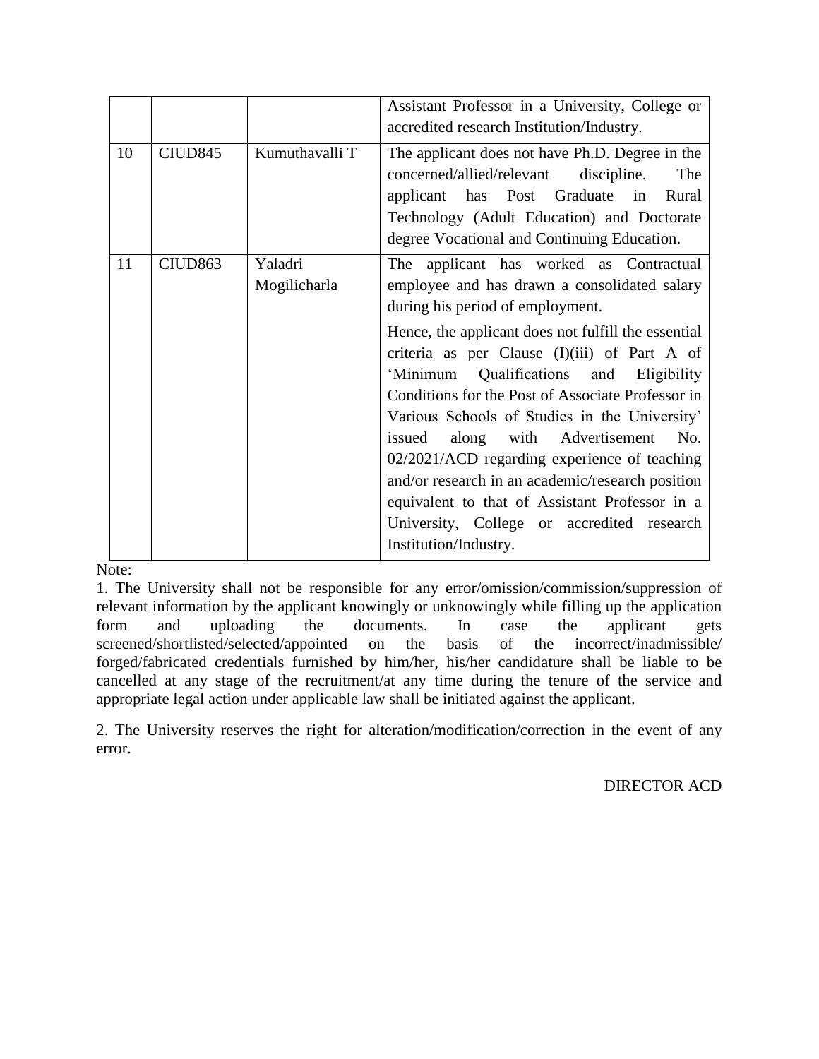| | | | |
|---|---|---|---|
| | | | Assistant Professor in a University, College or accredited research Institution/Industry. |
| 10 | CIUD845 | Kumuthavalli T | The applicant does not have Ph.D. Degree in the concerned/allied/relevant discipline. The applicant has Post Graduate in Rural Technology (Adult Education) and Doctorate degree Vocational and Continuing Education. |
| 11 | CIUD863 | Yaladri Mogilicharla | The applicant has worked as Contractual employee and has drawn a consolidated salary during his period of employment.<br><br>Hence, the applicant does not fulfill the essential criteria as per Clause (I)(iii) of Part A of 'Minimum Qualifications and Eligibility Conditions for the Post of Associate Professor in Various Schools of Studies in the University' issued along with Advertisement No. 02/2021/ACD regarding experience of teaching and/or research in an academic/research position equivalent to that of Assistant Professor in a University, College or accredited research Institution/Industry. |

Note:

1. The University shall not be responsible for any error/omission/commission/suppression of relevant information by the applicant knowingly or unknowingly while filling up the application form and uploading the documents. In case the applicant gets screened/shortlisted/selected/appointed on the basis of the incorrect/inadmissible/ forged/fabricated credentials furnished by him/her, his/her candidature shall be liable to be cancelled at any stage of the recruitment/at any time during the tenure of the service and appropriate legal action under applicable law shall be initiated against the applicant.

2. The University reserves the right for alteration/modification/correction in the event of any error.

DIRECTOR ACD